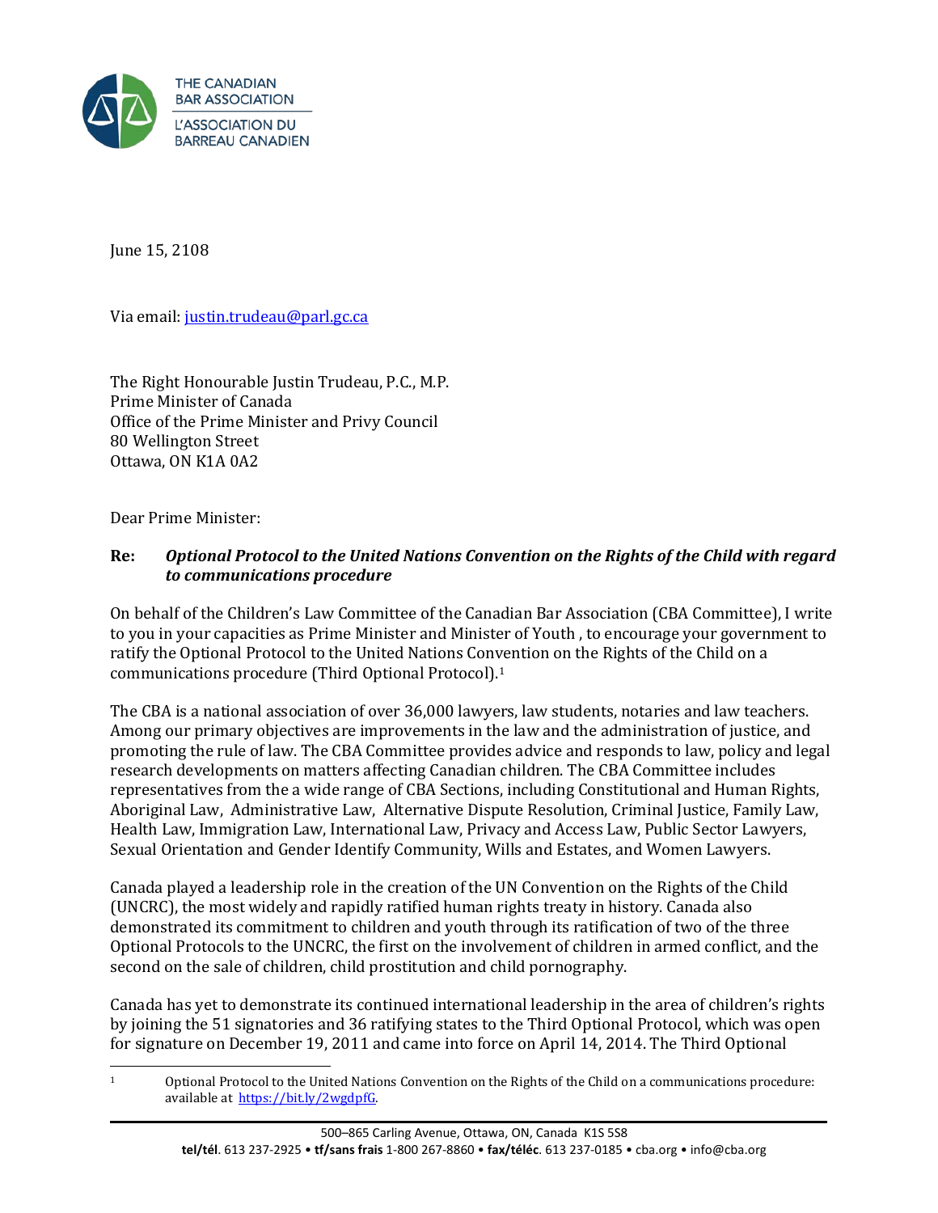THE CANADIAN BAR ASSOCIATION
L'ASSOCIATION DU BARREAU CANADIEN

June 15, 2108

Via email: justin.trudeau@parl.gc.ca

The Right Honourable Justin Trudeau, P.C., M.P.
Prime Minister of Canada
Office of the Prime Minister and Privy Council
80 Wellington Street
Ottawa, ON K1A 0A2

Dear Prime Minister:

**Re:** ***Optional Protocol to the United Nations Convention on the Rights of the Child with regard to communications procedure***

On behalf of the Children's Law Committee of the Canadian Bar Association (CBA Committee), I write to you in your capacities as Prime Minister and Minister of Youth , to encourage your government to ratify the Optional Protocol to the United Nations Convention on the Rights of the Child on a communications procedure (Third Optional Protocol).[1]

The CBA is a national association of over 36,000 lawyers, law students, notaries and law teachers. Among our primary objectives are improvements in the law and the administration of justice, and promoting the rule of law. The CBA Committee provides advice and responds to law, policy and legal research developments on matters affecting Canadian children. The CBA Committee includes representatives from the a wide range of CBA Sections, including Constitutional and Human Rights, Aboriginal Law, Administrative Law, Alternative Dispute Resolution, Criminal Justice, Family Law, Health Law, Immigration Law, International Law, Privacy and Access Law, Public Sector Lawyers, Sexual Orientation and Gender Identify Community, Wills and Estates, and Women Lawyers.

Canada played a leadership role in the creation of the UN Convention on the Rights of the Child (UNCRC), the most widely and rapidly ratified human rights treaty in history. Canada also demonstrated its commitment to children and youth through its ratification of two of the three Optional Protocols to the UNCRC, the first on the involvement of children in armed conflict, and the second on the sale of children, child prostitution and child pornography.

Canada has yet to demonstrate its continued international leadership in the area of children's rights by joining the 51 signatories and 36 ratifying states to the Third Optional Protocol, which was open for signature on December 19, 2011 and came into force on April 14, 2014. The Third Optional

---

[1] Optional Protocol to the United Nations Convention on the Rights of the Child on a communications procedure: available at https://bit.ly/2wgdpfG.

500–865 Carling Avenue, Ottawa, ON, Canada K1S 5S8
**tel/tél**. 613 237-2925 • **tf/sans frais** 1-800 267-8860 • **fax/téléc**. 613 237-0185 • cba.org • info@cba.org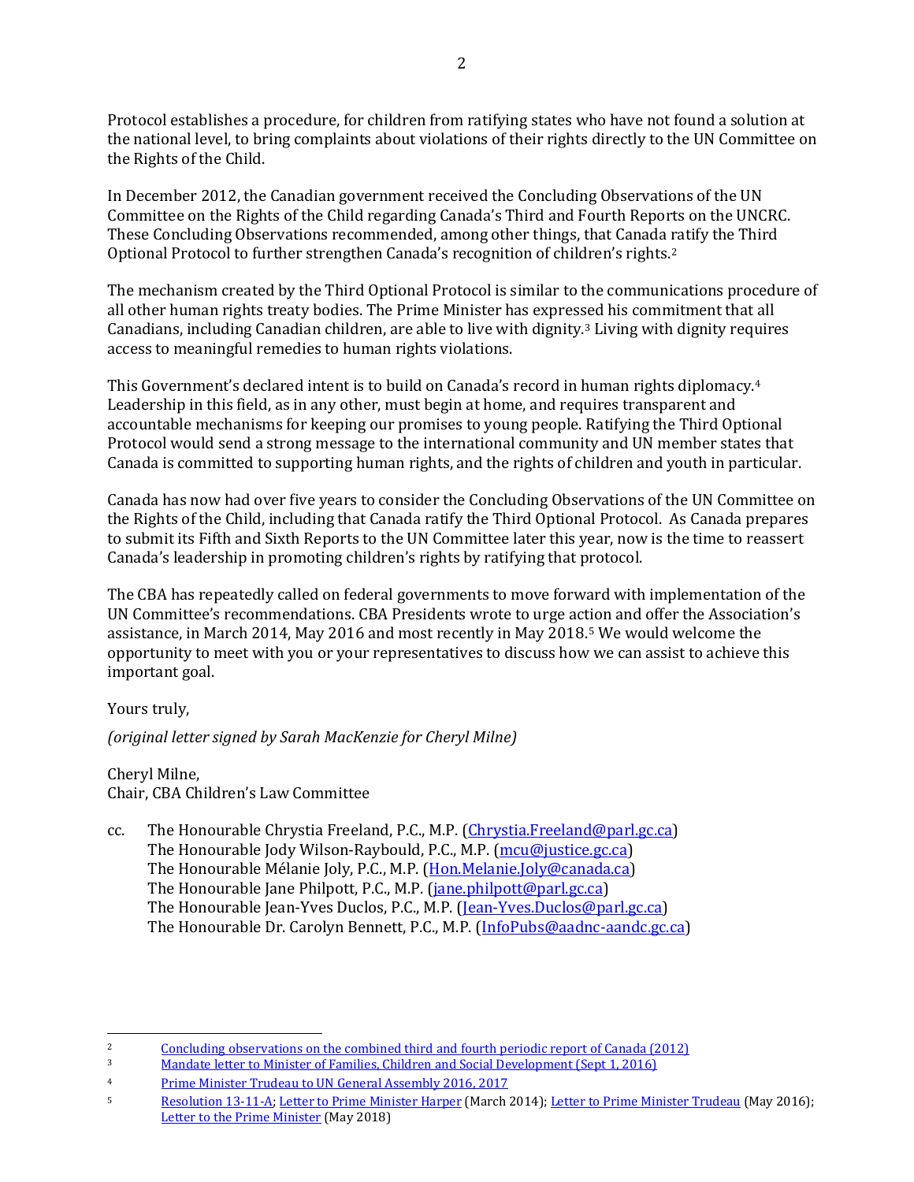Protocol establishes a procedure, for children from ratifying states who have not found a solution at the national level, to bring complaints about violations of their rights directly to the UN Committee on the Rights of the Child.

In December 2012, the Canadian government received the Concluding Observations of the UN Committee on the Rights of the Child regarding Canada's Third and Fourth Reports on the UNCRC. These Concluding Observations recommended, among other things, that Canada ratify the Third Optional Protocol to further strengthen Canada's recognition of children's rights.[2]

The mechanism created by the Third Optional Protocol is similar to the communications procedure of all other human rights treaty bodies. The Prime Minister has expressed his commitment that all Canadians, including Canadian children, are able to live with dignity.[3] Living with dignity requires access to meaningful remedies to human rights violations.

This Government's declared intent is to build on Canada's record in human rights diplomacy.[4] Leadership in this field, as in any other, must begin at home, and requires transparent and accountable mechanisms for keeping our promises to young people. Ratifying the Third Optional Protocol would send a strong message to the international community and UN member states that Canada is committed to supporting human rights, and the rights of children and youth in particular.

Canada has now had over five years to consider the Concluding Observations of the UN Committee on the Rights of the Child, including that Canada ratify the Third Optional Protocol. As Canada prepares to submit its Fifth and Sixth Reports to the UN Committee later this year, now is the time to reassert Canada's leadership in promoting children's rights by ratifying that protocol.

The CBA has repeatedly called on federal governments to move forward with implementation of the UN Committee's recommendations. CBA Presidents wrote to urge action and offer the Association's assistance, in March 2014, May 2016 and most recently in May 2018.[5] We would welcome the opportunity to meet with you or your representatives to discuss how we can assist to achieve this important goal.

Yours truly,

*(original letter signed by Sarah MacKenzie for Cheryl Milne)*

Cheryl Milne,
Chair, CBA Children's Law Committee

cc. The Honourable Chrystia Freeland, P.C., M.P. (Chrystia.Freeland@parl.gc.ca)
The Honourable Jody Wilson-Raybould, P.C., M.P. (mcu@justice.gc.ca)
The Honourable Mélanie Joly, P.C., M.P. (Hon.Melanie.Joly@canada.ca)
The Honourable Jane Philpott, P.C., M.P. (jane.philpott@parl.gc.ca)
The Honourable Jean-Yves Duclos, P.C., M.P. (Jean-Yves.Duclos@parl.gc.ca)
The Honourable Dr. Carolyn Bennett, P.C., M.P. (InfoPubs@aadnc-aandc.gc.ca)

---

2 Concluding observations on the combined third and fourth periodic report of Canada (2012)

3 Mandate letter to Minister of Families, Children and Social Development (Sept 1, 2016)

4 Prime Minister Trudeau to UN General Assembly 2016, 2017

5 Resolution 13-11-A; Letter to Prime Minister Harper (March 2014); Letter to Prime Minister Trudeau (May 2016); Letter to the Prime Minister (May 2018)